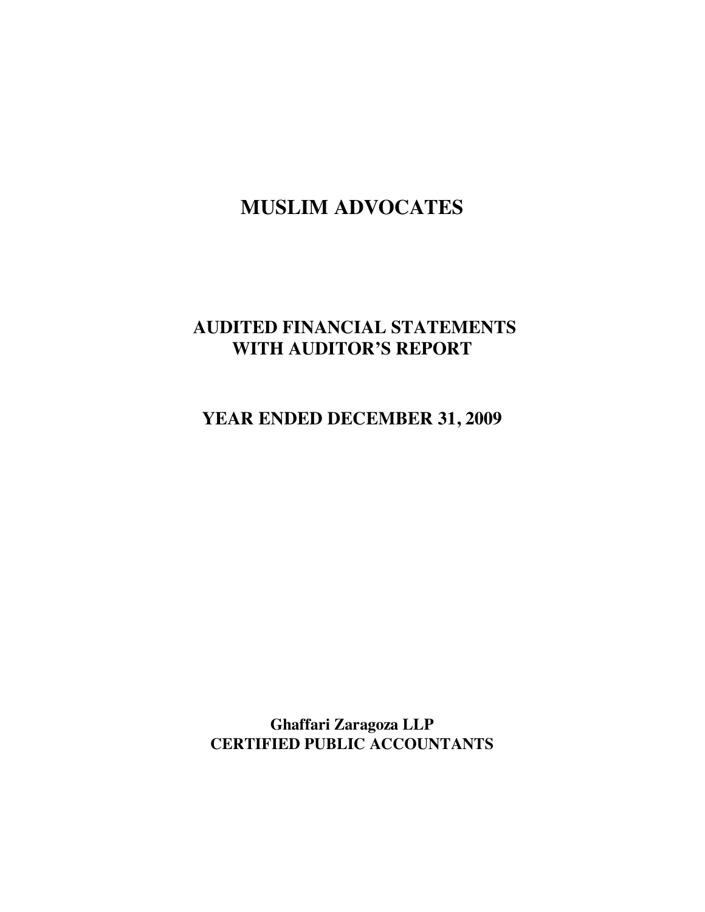# MUSLIM ADVOCATES

## AUDITED FINANCIAL STATEMENTS WITH AUDITOR'S REPORT

## YEAR ENDED DECEMBER 31, 2009

**Ghaffari Zaragoza LLP**
**CERTIFIED PUBLIC ACCOUNTANTS**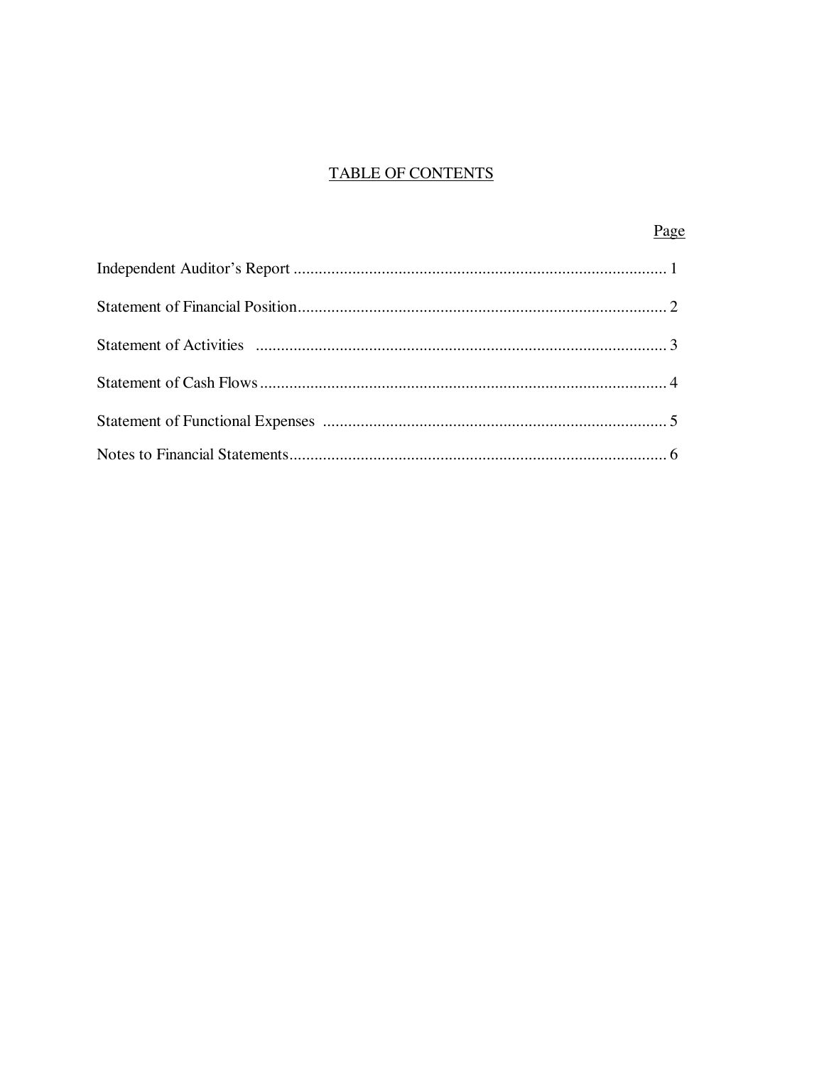# TABLE OF CONTENTS

| | Page |
|---|---|
| Independent Auditor's Report | 1 |
| Statement of Financial Position | 2 |
| Statement of Activities | 3 |
| Statement of Cash Flows | 4 |
| Statement of Functional Expenses | 5 |
| Notes to Financial Statements | 6 |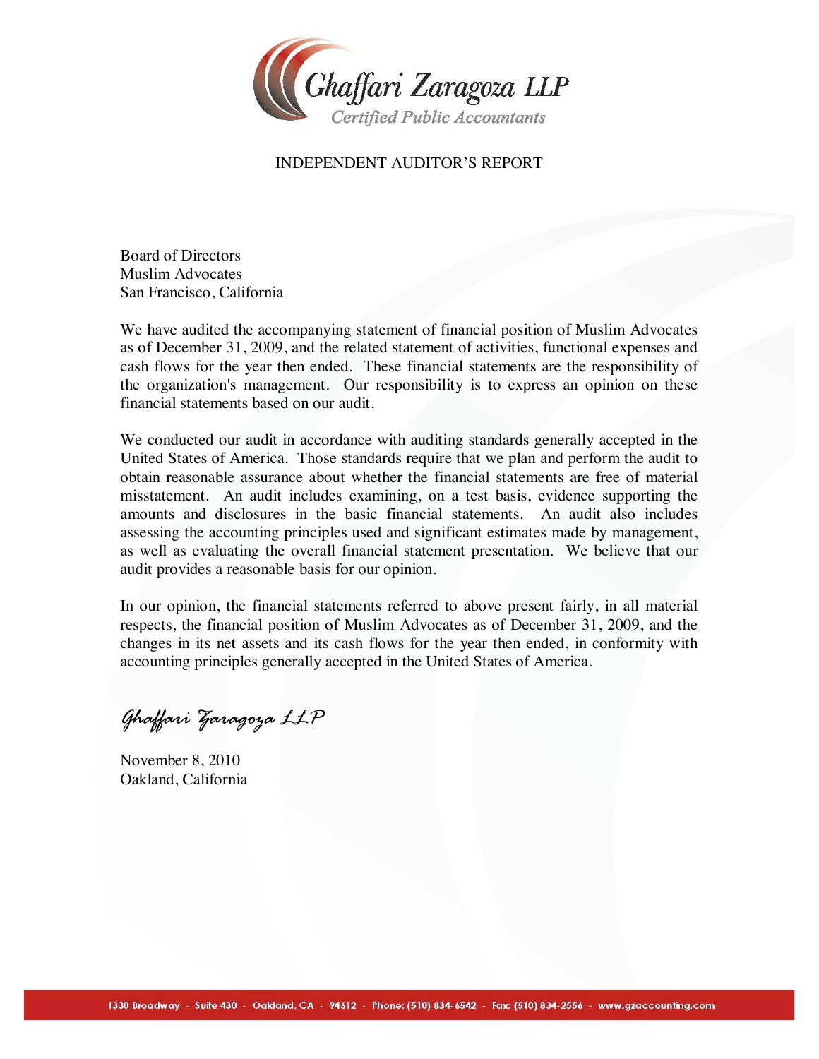Ghaffari Zaragoza LLP
Certified Public Accountants

# INDEPENDENT AUDITOR'S REPORT

Board of Directors
Muslim Advocates
San Francisco, California

We have audited the accompanying statement of financial position of Muslim Advocates as of December 31, 2009, and the related statement of activities, functional expenses and cash flows for the year then ended. These financial statements are the responsibility of the organization's management. Our responsibility is to express an opinion on these financial statements based on our audit.

We conducted our audit in accordance with auditing standards generally accepted in the United States of America. Those standards require that we plan and perform the audit to obtain reasonable assurance about whether the financial statements are free of material misstatement. An audit includes examining, on a test basis, evidence supporting the amounts and disclosures in the basic financial statements. An audit also includes assessing the accounting principles used and significant estimates made by management, as well as evaluating the overall financial statement presentation. We believe that our audit provides a reasonable basis for our opinion.

In our opinion, the financial statements referred to above present fairly, in all material respects, the financial position of Muslim Advocates as of December 31, 2009, and the changes in its net assets and its cash flows for the year then ended, in conformity with accounting principles generally accepted in the United States of America.

*Ghaffari Zaragoza LLP*

November 8, 2010
Oakland, California

1330 Broadway - Suite 430 - Oakland, CA - 94612 - Phone: (510) 834-6542 - Fax: (510) 834-2556 - www.gzaccounting.com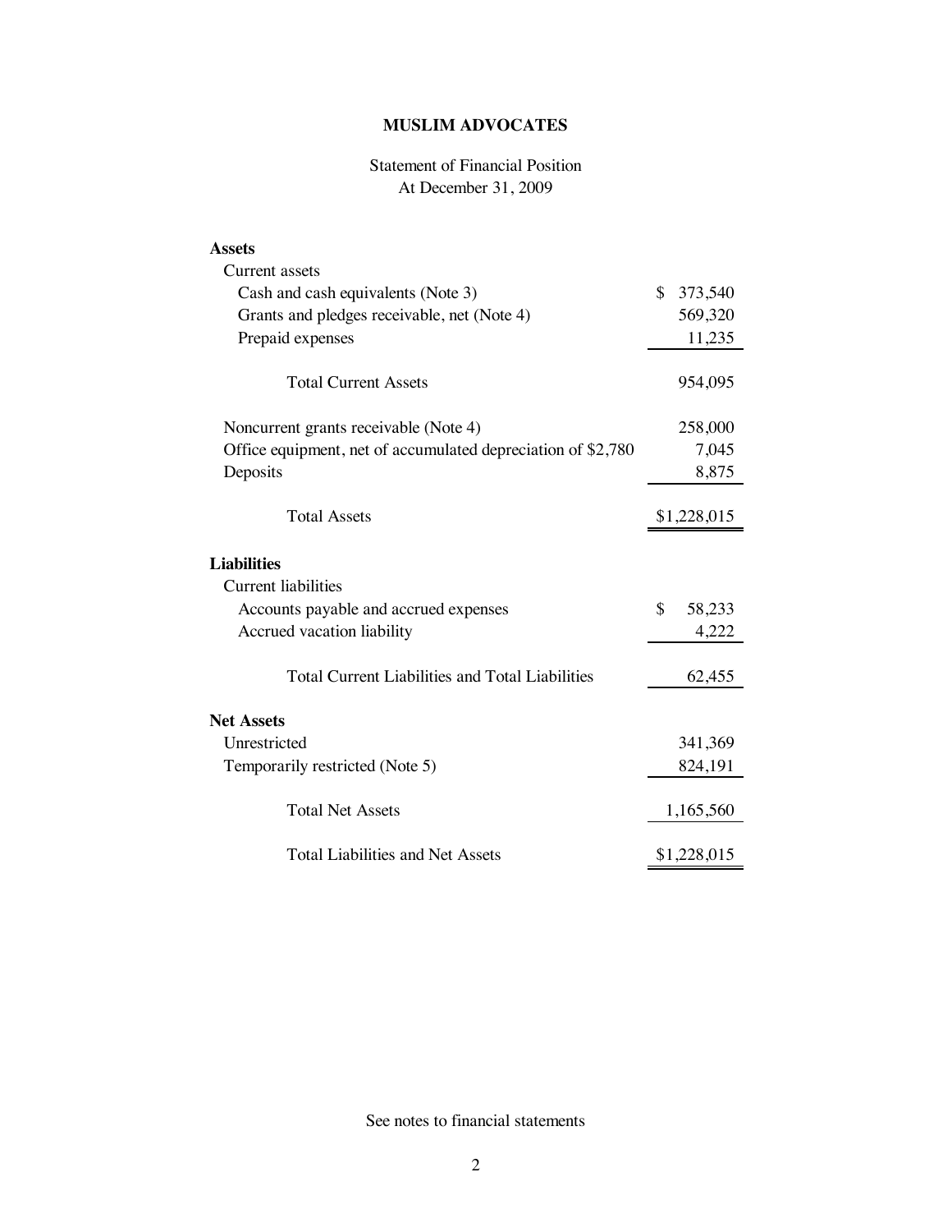# MUSLIM ADVOCATES

Statement of Financial Position
At December 31, 2009

| | |
|---|---|
| **Assets** | |
| Current assets | |
| Cash and cash equivalents (Note 3) | $ 373,540 |
| Grants and pledges receivable, net (Note 4) | 569,320 |
| Prepaid expenses | 11,235 |
| Total Current Assets | 954,095 |
| Noncurrent grants receivable (Note 4) | 258,000 |
| Office equipment, net of accumulated depreciation of $2,780 | 7,045 |
| Deposits | 8,875 |
| Total Assets | $1,228,015 |
| **Liabilities** | |
| Current liabilities | |
| Accounts payable and accrued expenses | $ 58,233 |
| Accrued vacation liability | 4,222 |
| Total Current Liabilities and Total Liabilities | 62,455 |
| **Net Assets** | |
| Unrestricted | 341,369 |
| Temporarily restricted (Note 5) | 824,191 |
| Total Net Assets | 1,165,560 |
| Total Liabilities and Net Assets | $1,228,015 |

See notes to financial statements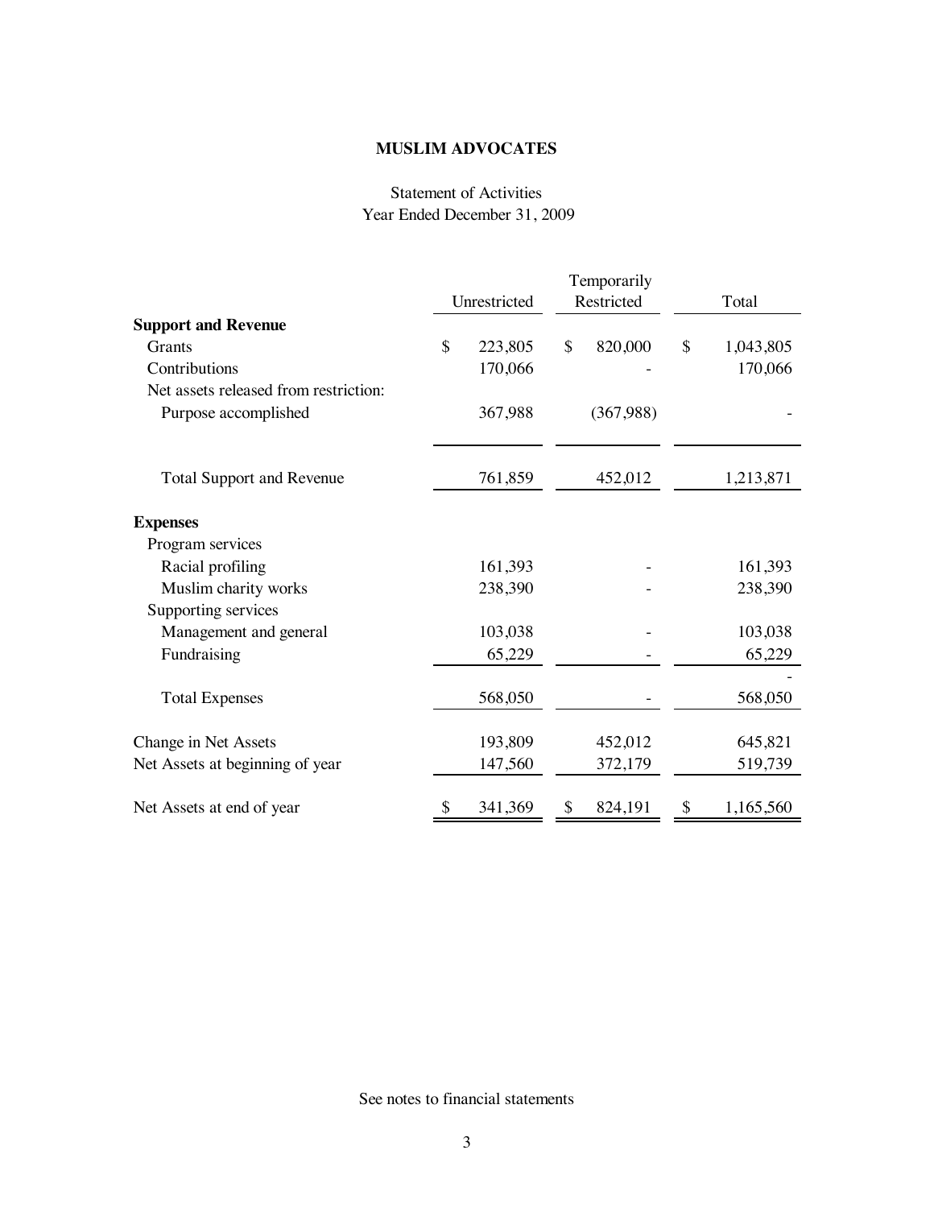# MUSLIM ADVOCATES

Statement of Activities
Year Ended December 31, 2009

| | Unrestricted | Temporarily Restricted | Total |
|---|---|---|---|
| **Support and Revenue** | | | |
| Grants | $ 223,805 | $ 820,000 | $ 1,043,805 |
| Contributions | 170,066 | - | 170,066 |
| Net assets released from restriction: | | | |
| Purpose accomplished | 367,988 | (367,988) | - |
| Total Support and Revenue | 761,859 | 452,012 | 1,213,871 |
| **Expenses** | | | |
| Program services | | | |
| Racial profiling | 161,393 | - | 161,393 |
| Muslim charity works | 238,390 | - | 238,390 |
| Supporting services | | | |
| Management and general | 103,038 | - | 103,038 |
| Fundraising | 65,229 | - | 65,229 |
| | | | - |
| Total Expenses | 568,050 | - | 568,050 |
| Change in Net Assets | 193,809 | 452,012 | 645,821 |
| Net Assets at beginning of year | 147,560 | 372,179 | 519,739 |
| Net Assets at end of year | $ 341,369 | $ 824,191 | $ 1,165,560 |

See notes to financial statements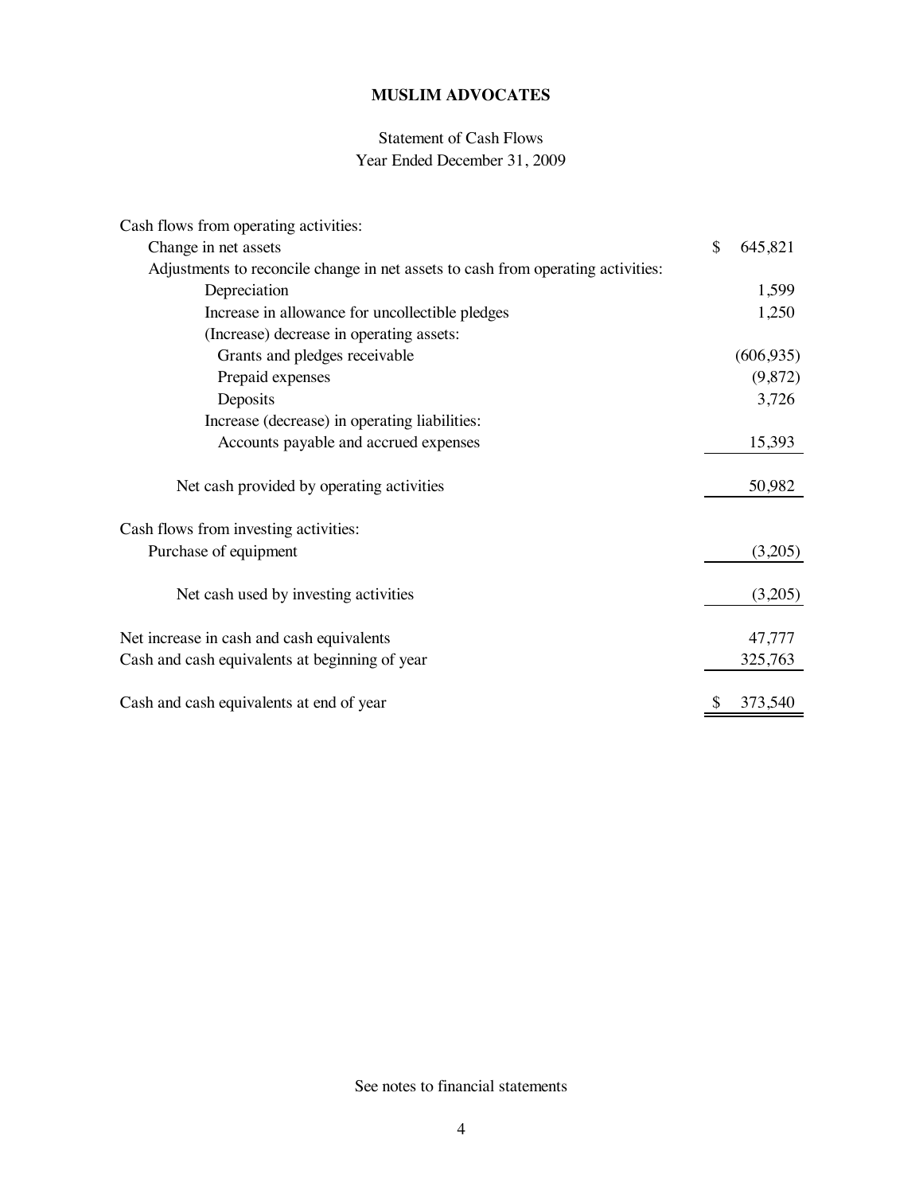# MUSLIM ADVOCATES

## Statement of Cash Flows
### Year Ended December 31, 2009

| | |
|---|---|
| Cash flows from operating activities: | |
| Change in net assets | $ 645,821 |
| Adjustments to reconcile change in net assets to cash from operating activities: | |
| Depreciation | 1,599 |
| Increase in allowance for uncollectible pledges | 1,250 |
| (Increase) decrease in operating assets: | |
| Grants and pledges receivable | (606,935) |
| Prepaid expenses | (9,872) |
| Deposits | 3,726 |
| Increase (decrease) in operating liabilities: | |
| Accounts payable and accrued expenses | 15,393 |
| Net cash provided by operating activities | 50,982 |
| Cash flows from investing activities: | |
| Purchase of equipment | (3,205) |
| Net cash used by investing activities | (3,205) |
| Net increase in cash and cash equivalents | 47,777 |
| Cash and cash equivalents at beginning of year | 325,763 |
| Cash and cash equivalents at end of year | $ 373,540 |

See notes to financial statements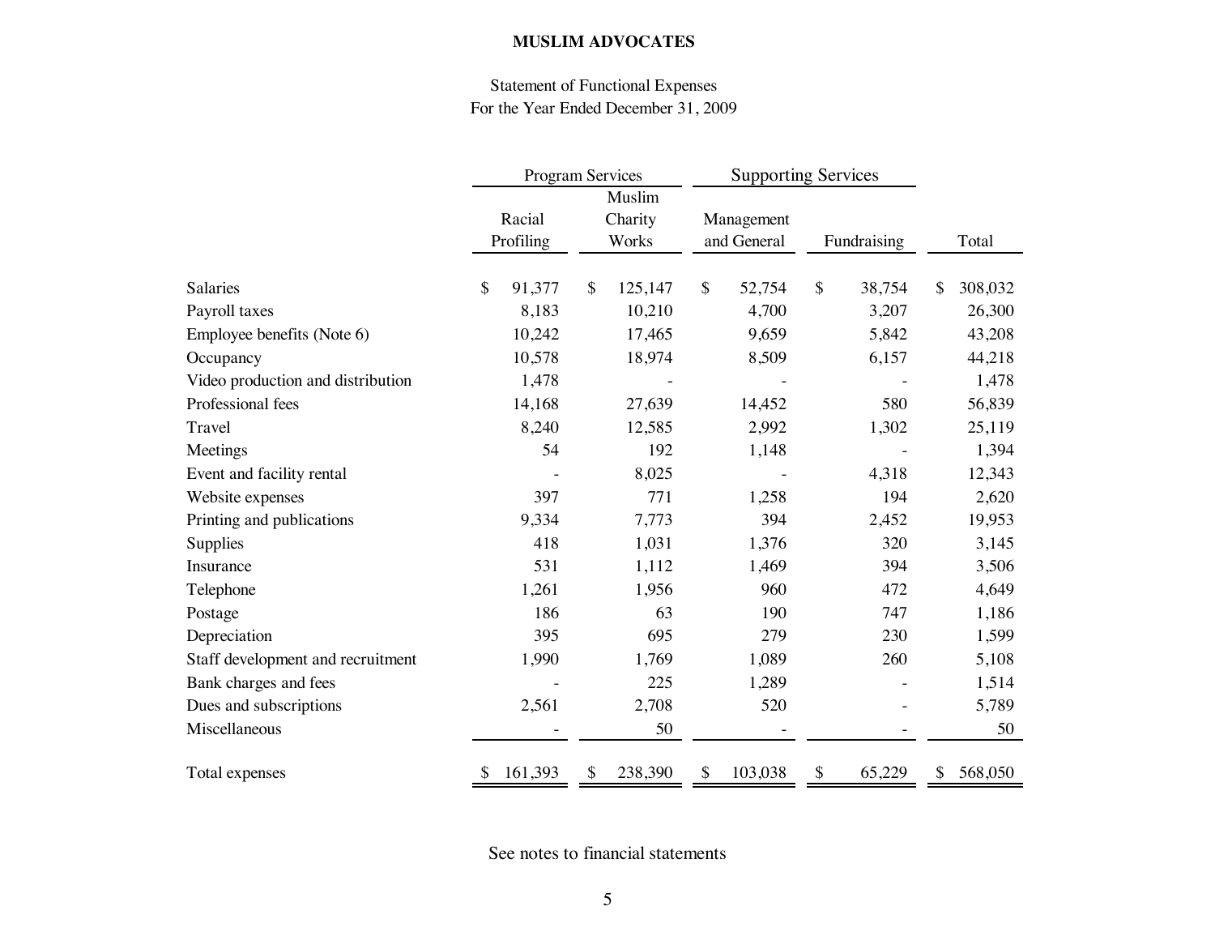**MUSLIM ADVOCATES**

Statement of Functional Expenses
For the Year Ended December 31, 2009

| | Program Services | | Supporting Services | | |
|---|---|---|---|---|---|
| | Racial Profiling | Muslim Charity Works | Management and General | Fundraising | Total |
| Salaries | $ 91,377 | $ 125,147 | $ 52,754 | $ 38,754 | $ 308,032 |
| Payroll taxes | 8,183 | 10,210 | 4,700 | 3,207 | 26,300 |
| Employee benefits (Note 6) | 10,242 | 17,465 | 9,659 | 5,842 | 43,208 |
| Occupancy | 10,578 | 18,974 | 8,509 | 6,157 | 44,218 |
| Video production and distribution | 1,478 | - | - | - | 1,478 |
| Professional fees | 14,168 | 27,639 | 14,452 | 580 | 56,839 |
| Travel | 8,240 | 12,585 | 2,992 | 1,302 | 25,119 |
| Meetings | 54 | 192 | 1,148 | - | 1,394 |
| Event and facility rental | - | 8,025 | - | 4,318 | 12,343 |
| Website expenses | 397 | 771 | 1,258 | 194 | 2,620 |
| Printing and publications | 9,334 | 7,773 | 394 | 2,452 | 19,953 |
| Supplies | 418 | 1,031 | 1,376 | 320 | 3,145 |
| Insurance | 531 | 1,112 | 1,469 | 394 | 3,506 |
| Telephone | 1,261 | 1,956 | 960 | 472 | 4,649 |
| Postage | 186 | 63 | 190 | 747 | 1,186 |
| Depreciation | 395 | 695 | 279 | 230 | 1,599 |
| Staff development and recruitment | 1,990 | 1,769 | 1,089 | 260 | 5,108 |
| Bank charges and fees | - | 225 | 1,289 | - | 1,514 |
| Dues and subscriptions | 2,561 | 2,708 | 520 | - | 5,789 |
| Miscellaneous | - | 50 | - | - | 50 |
| Total expenses | $ 161,393 | $ 238,390 | $ 103,038 | $ 65,229 | $ 568,050 |

See notes to financial statements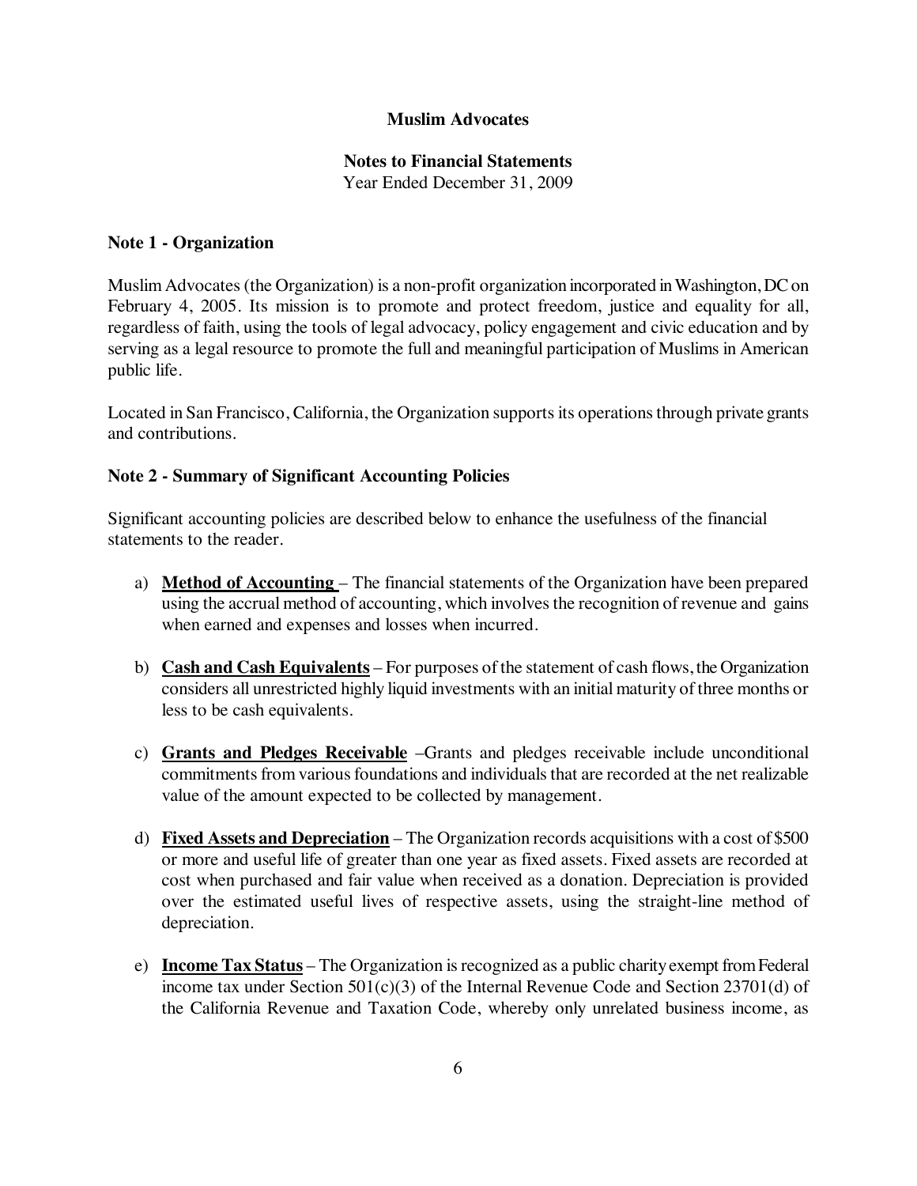# Muslim Advocates

## Notes to Financial Statements

Year Ended December 31, 2009

### Note 1 - Organization

Muslim Advocates (the Organization) is a non-profit organization incorporated in Washington, DC on February 4, 2005. Its mission is to promote and protect freedom, justice and equality for all, regardless of faith, using the tools of legal advocacy, policy engagement and civic education and by serving as a legal resource to promote the full and meaningful participation of Muslims in American public life.

Located in San Francisco, California, the Organization supports its operations through private grants and contributions.

### Note 2 - Summary of Significant Accounting Policies

Significant accounting policies are described below to enhance the usefulness of the financial statements to the reader.

a) **Method of Accounting** – The financial statements of the Organization have been prepared using the accrual method of accounting, which involves the recognition of revenue and gains when earned and expenses and losses when incurred.

b) **Cash and Cash Equivalents** – For purposes of the statement of cash flows, the Organization considers all unrestricted highly liquid investments with an initial maturity of three months or less to be cash equivalents.

c) **Grants and Pledges Receivable** –Grants and pledges receivable include unconditional commitments from various foundations and individuals that are recorded at the net realizable value of the amount expected to be collected by management.

d) **Fixed Assets and Depreciation** – The Organization records acquisitions with a cost of $500 or more and useful life of greater than one year as fixed assets. Fixed assets are recorded at cost when purchased and fair value when received as a donation. Depreciation is provided over the estimated useful lives of respective assets, using the straight-line method of depreciation.

e) **Income Tax Status** – The Organization is recognized as a public charity exempt from Federal income tax under Section 501(c)(3) of the Internal Revenue Code and Section 23701(d) of the California Revenue and Taxation Code, whereby only unrelated business income, as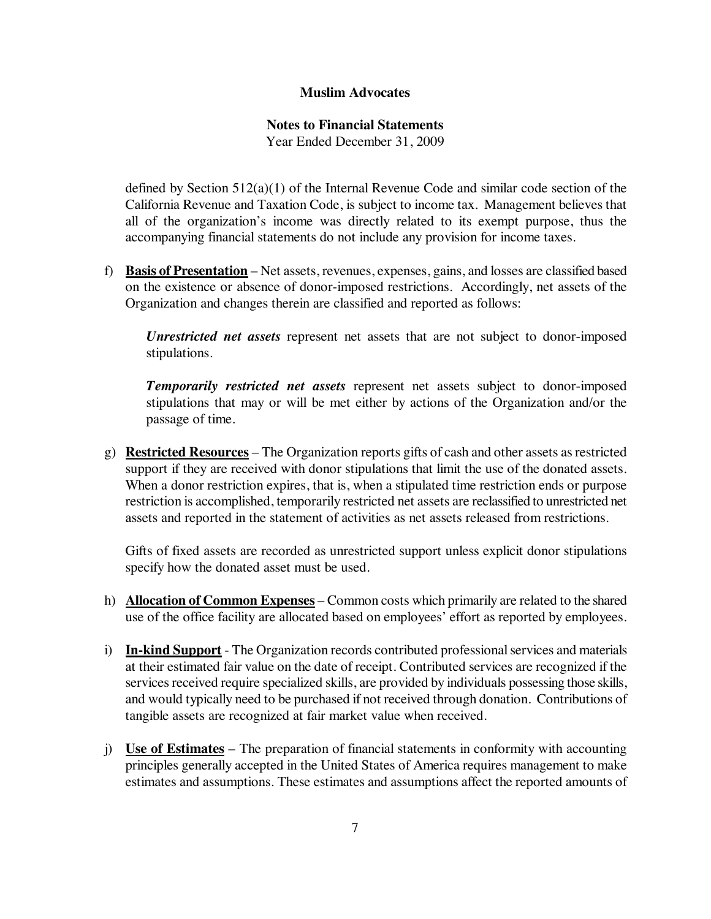defined by Section 512(a)(1) of the Internal Revenue Code and similar code section of the California Revenue and Taxation Code, is subject to income tax. Management believes that all of the organization's income was directly related to its exempt purpose, thus the accompanying financial statements do not include any provision for income taxes.

f) **Basis of Presentation** – Net assets, revenues, expenses, gains, and losses are classified based on the existence or absence of donor-imposed restrictions. Accordingly, net assets of the Organization and changes therein are classified and reported as follows:

   ***Unrestricted net assets*** represent net assets that are not subject to donor-imposed stipulations.

   ***Temporarily restricted net assets*** represent net assets subject to donor-imposed stipulations that may or will be met either by actions of the Organization and/or the passage of time.

g) **Restricted Resources** – The Organization reports gifts of cash and other assets as restricted support if they are received with donor stipulations that limit the use of the donated assets. When a donor restriction expires, that is, when a stipulated time restriction ends or purpose restriction is accomplished, temporarily restricted net assets are reclassified to unrestricted net assets and reported in the statement of activities as net assets released from restrictions.

   Gifts of fixed assets are recorded as unrestricted support unless explicit donor stipulations specify how the donated asset must be used.

h) **Allocation of Common Expenses** – Common costs which primarily are related to the shared use of the office facility are allocated based on employees' effort as reported by employees.

i) **In-kind Support** - The Organization records contributed professional services and materials at their estimated fair value on the date of receipt. Contributed services are recognized if the services received require specialized skills, are provided by individuals possessing those skills, and would typically need to be purchased if not received through donation. Contributions of tangible assets are recognized at fair market value when received.

j) **Use of Estimates** – The preparation of financial statements in conformity with accounting principles generally accepted in the United States of America requires management to make estimates and assumptions. These estimates and assumptions affect the reported amounts of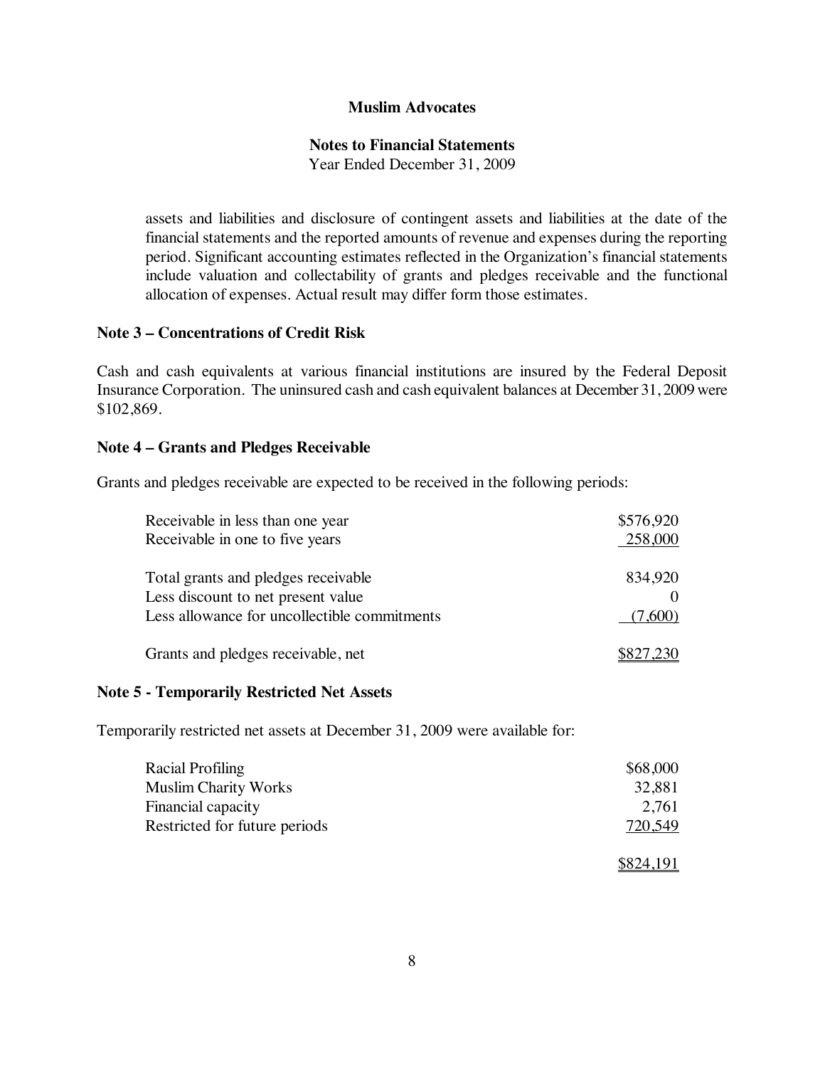**Muslim Advocates**

**Notes to Financial Statements**

Year Ended December 31, 2009

assets and liabilities and disclosure of contingent assets and liabilities at the date of the financial statements and the reported amounts of revenue and expenses during the reporting period. Significant accounting estimates reflected in the Organization's financial statements include valuation and collectability of grants and pledges receivable and the functional allocation of expenses. Actual result may differ form those estimates.

### Note 3 – Concentrations of Credit Risk

Cash and cash equivalents at various financial institutions are insured by the Federal Deposit Insurance Corporation. The uninsured cash and cash equivalent balances at December 31, 2009 were $102,869.

### Note 4 – Grants and Pledges Receivable

Grants and pledges receivable are expected to be received in the following periods:

| | |
|---|---|
| Receivable in less than one year | $576,920 |
| Receivable in one to five years | 258,000 |
| Total grants and pledges receivable | 834,920 |
| Less discount to net present value | 0 |
| Less allowance for uncollectible commitments | (7,600) |
| Grants and pledges receivable, net | $827,230 |

### Note 5 - Temporarily Restricted Net Assets

Temporarily restricted net assets at December 31, 2009 were available for:

| | |
|---|---|
| Racial Profiling | $68,000 |
| Muslim Charity Works | 32,881 |
| Financial capacity | 2,761 |
| Restricted for future periods | 720,549 |
| | $824,191 |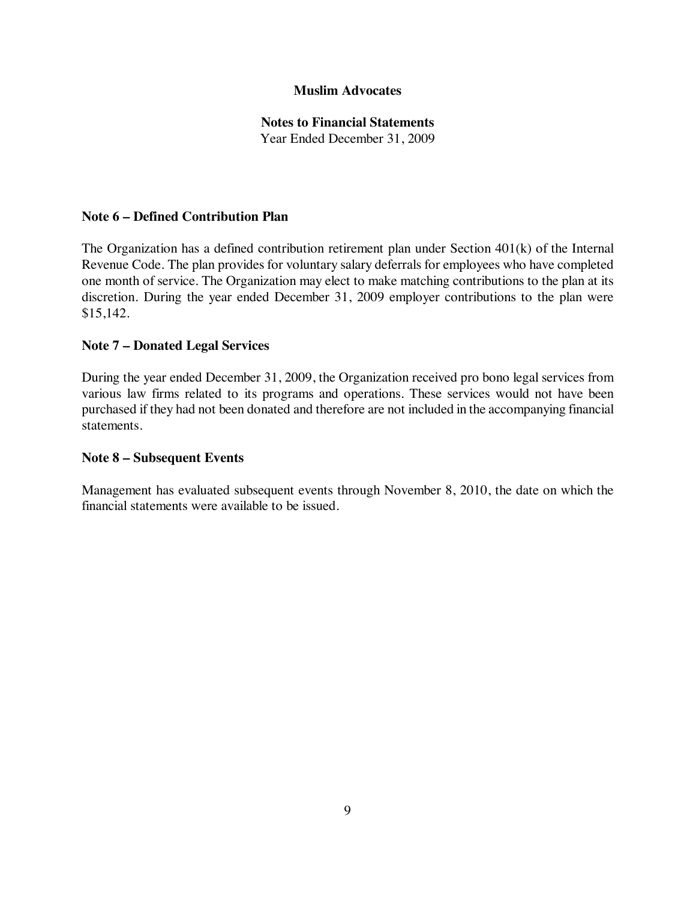**Muslim Advocates**

**Notes to Financial Statements**
Year Ended December 31, 2009

**Note 6 – Defined Contribution Plan**

The Organization has a defined contribution retirement plan under Section 401(k) of the Internal Revenue Code. The plan provides for voluntary salary deferrals for employees who have completed one month of service. The Organization may elect to make matching contributions to the plan at its discretion. During the year ended December 31, 2009 employer contributions to the plan were $15,142.

**Note 7 – Donated Legal Services**

During the year ended December 31, 2009, the Organization received pro bono legal services from various law firms related to its programs and operations. These services would not have been purchased if they had not been donated and therefore are not included in the accompanying financial statements.

**Note 8 – Subsequent Events**

Management has evaluated subsequent events through November 8, 2010, the date on which the financial statements were available to be issued.